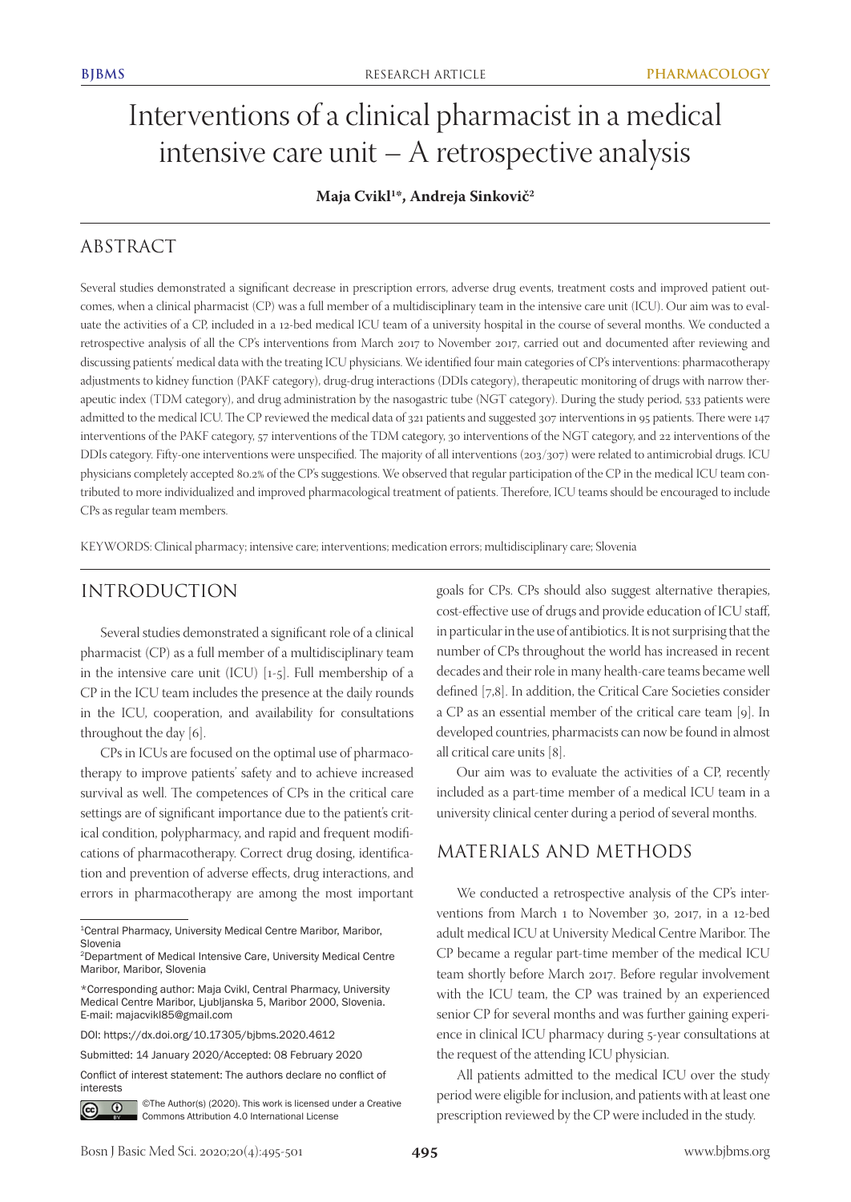# Interventions of a clinical pharmacist in a medical intensive care unit – A retrospective analysis

**Maja Cvikl[1]*, Andreja Sinkovič[2]**

## ABSTRACT

Several studies demonstrated a significant decrease in prescription errors, adverse drug events, treatment costs and improved patient outcomes, when a clinical pharmacist (CP) was a full member of a multidisciplinary team in the intensive care unit (ICU). Our aim was to evaluate the activities of a CP, included in a 12-bed medical ICU team of a university hospital in the course of several months. We conducted a retrospective analysis of all the CP's interventions from March 2017 to November 2017, carried out and documented after reviewing and discussing patients' medical data with the treating ICU physicians. We identified four main categories of CP's interventions: pharmacotherapy adjustments to kidney function (PAKF category), drug-drug interactions (DDIs category), therapeutic monitoring of drugs with narrow therapeutic index (TDM category), and drug administration by the nasogastric tube (NGT category). During the study period, 533 patients were admitted to the medical ICU. The CP reviewed the medical data of 321 patients and suggested 307 interventions in 95 patients. There were 147 interventions of the PAKF category, 57 interventions of the TDM category, 30 interventions of the NGT category, and 22 interventions of the DDIs category. Fifty-one interventions were unspecified. The majority of all interventions (203/307) were related to antimicrobial drugs. ICU physicians completely accepted 80.2% of the CP's suggestions. We observed that regular participation of the CP in the medical ICU team contributed to more individualized and improved pharmacological treatment of patients. Therefore, ICU teams should be encouraged to include CPs as regular team members.

KEYWORDS: Clinical pharmacy; intensive care; interventions; medication errors; multidisciplinary care; Slovenia

## INTRODUCTION

Several studies demonstrated a significant role of a clinical pharmacist (CP) as a full member of a multidisciplinary team in the intensive care unit (ICU) [1-5]. Full membership of a CP in the ICU team includes the presence at the daily rounds in the ICU, cooperation, and availability for consultations throughout the day [6].

CPs in ICUs are focused on the optimal use of pharmacotherapy to improve patients' safety and to achieve increased survival as well. The competences of CPs in the critical care settings are of significant importance due to the patient's critical condition, polypharmacy, and rapid and frequent modifications of pharmacotherapy. Correct drug dosing, identification and prevention of adverse effects, drug interactions, and errors in pharmacotherapy are among the most important goals for CPs. CPs should also suggest alternative therapies, cost-effective use of drugs and provide education of ICU staff, in particular in the use of antibiotics. It is not surprising that the number of CPs throughout the world has increased in recent decades and their role in many health-care teams became well defined [7,8]. In addition, the Critical Care Societies consider a CP as an essential member of the critical care team [9]. In developed countries, pharmacists can now be found in almost all critical care units [8].

Our aim was to evaluate the activities of a CP, recently included as a part-time member of a medical ICU team in a university clinical center during a period of several months.

## MATERIALS AND METHODS

We conducted a retrospective analysis of the CP's interventions from March 1 to November 30, 2017, in a 12-bed adult medical ICU at University Medical Centre Maribor. The CP became a regular part-time member of the medical ICU team shortly before March 2017. Before regular involvement with the ICU team, the CP was trained by an experienced senior CP for several months and was further gaining experience in clinical ICU pharmacy during 5-year consultations at the request of the attending ICU physician.

All patients admitted to the medical ICU over the study period were eligible for inclusion, and patients with at least one prescription reviewed by the CP were included in the study.

---

[1]Central Pharmacy, University Medical Centre Maribor, Maribor, Slovenia
[2]Department of Medical Intensive Care, University Medical Centre Maribor, Maribor, Slovenia

*Corresponding author: Maja Cvikl, Central Pharmacy, University Medical Centre Maribor, Ljubljanska 5, Maribor 2000, Slovenia. E-mail: majacvikl85@gmail.com

DOI: https://dx.doi.org/10.17305/bjbms.2020.4612

Submitted: 14 January 2020/Accepted: 08 February 2020

Conflict of interest statement: The authors declare no conflict of interests

©The Author(s) (2020). This work is licensed under a Creative Commons Attribution 4.0 International License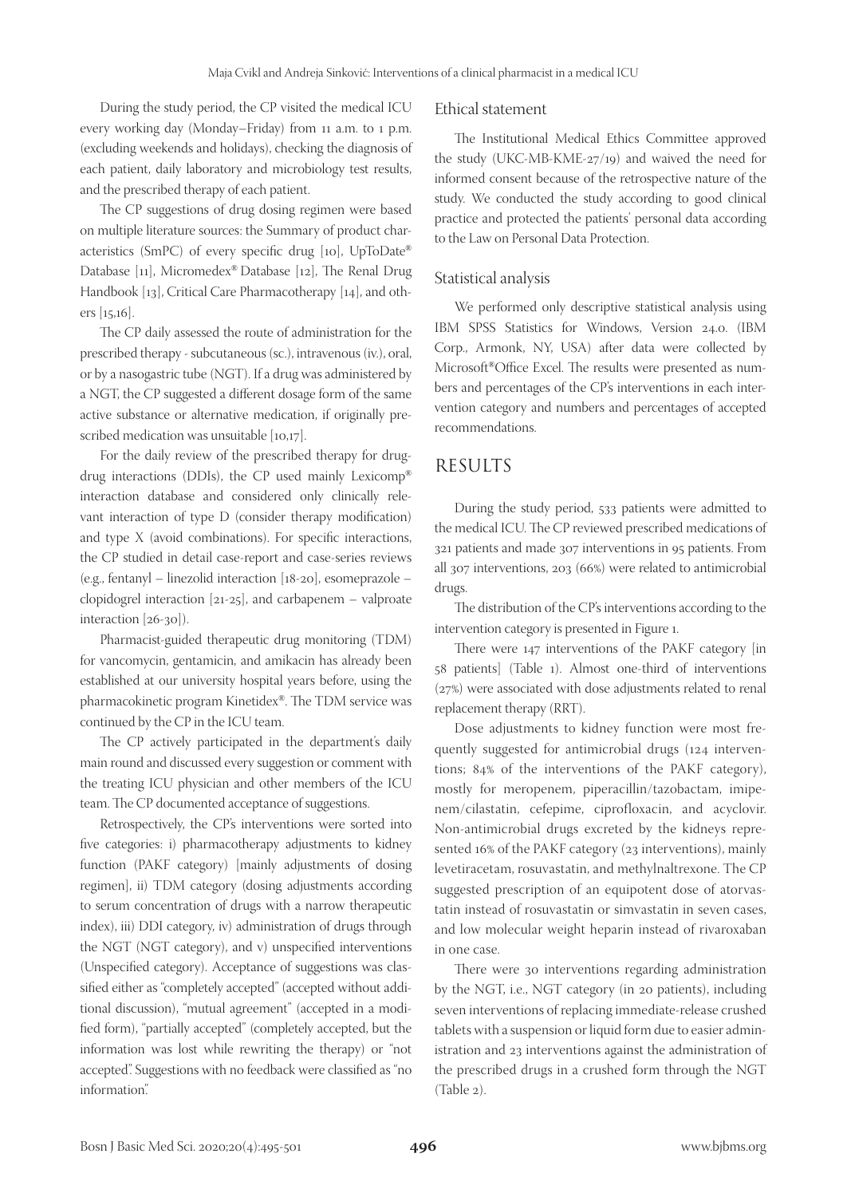During the study period, the CP visited the medical ICU every working day (Monday–Friday) from 11 a.m. to 1 p.m. (excluding weekends and holidays), checking the diagnosis of each patient, daily laboratory and microbiology test results, and the prescribed therapy of each patient.

The CP suggestions of drug dosing regimen were based on multiple literature sources: the Summary of product characteristics (SmPC) of every specific drug [10], UpToDate® Database [11], Micromedex® Database [12], The Renal Drug Handbook [13], Critical Care Pharmacotherapy [14], and others [15,16].

The CP daily assessed the route of administration for the prescribed therapy - subcutaneous (sc.), intravenous (iv.), oral, or by a nasogastric tube (NGT). If a drug was administered by a NGT, the CP suggested a different dosage form of the same active substance or alternative medication, if originally prescribed medication was unsuitable [10,17].

For the daily review of the prescribed therapy for drug-drug interactions (DDIs), the CP used mainly Lexicomp® interaction database and considered only clinically relevant interaction of type D (consider therapy modification) and type X (avoid combinations). For specific interactions, the CP studied in detail case-report and case-series reviews (e.g., fentanyl – linezolid interaction [18-20], esomeprazole – clopidogrel interaction [21-25], and carbapenem – valproate interaction [26-30]).

Pharmacist-guided therapeutic drug monitoring (TDM) for vancomycin, gentamicin, and amikacin has already been established at our university hospital years before, using the pharmacokinetic program Kinetidex®. The TDM service was continued by the CP in the ICU team.

The CP actively participated in the department's daily main round and discussed every suggestion or comment with the treating ICU physician and other members of the ICU team. The CP documented acceptance of suggestions.

Retrospectively, the CP's interventions were sorted into five categories: i) pharmacotherapy adjustments to kidney function (PAKF category) [mainly adjustments of dosing regimen], ii) TDM category (dosing adjustments according to serum concentration of drugs with a narrow therapeutic index), iii) DDI category, iv) administration of drugs through the NGT (NGT category), and v) unspecified interventions (Unspecified category). Acceptance of suggestions was classified either as "completely accepted" (accepted without additional discussion), "mutual agreement" (accepted in a modified form), "partially accepted" (completely accepted, but the information was lost while rewriting the therapy) or "not accepted". Suggestions with no feedback were classified as "no information".

### Ethical statement

The Institutional Medical Ethics Committee approved the study (UKC-MB-KME-27/19) and waived the need for informed consent because of the retrospective nature of the study. We conducted the study according to good clinical practice and protected the patients' personal data according to the Law on Personal Data Protection.

### Statistical analysis

We performed only descriptive statistical analysis using IBM SPSS Statistics for Windows, Version 24.0. (IBM Corp., Armonk, NY, USA) after data were collected by Microsoft®Office Excel. The results were presented as numbers and percentages of the CP's interventions in each intervention category and numbers and percentages of accepted recommendations.

## RESULTS

During the study period, 533 patients were admitted to the medical ICU. The CP reviewed prescribed medications of 321 patients and made 307 interventions in 95 patients. From all 307 interventions, 203 (66%) were related to antimicrobial drugs.

The distribution of the CP's interventions according to the intervention category is presented in Figure 1.

There were 147 interventions of the PAKF category [in 58 patients] (Table 1). Almost one-third of interventions (27%) were associated with dose adjustments related to renal replacement therapy (RRT).

Dose adjustments to kidney function were most frequently suggested for antimicrobial drugs (124 interventions; 84% of the interventions of the PAKF category), mostly for meropenem, piperacillin/tazobactam, imipenem/cilastatin, cefepime, ciprofloxacin, and acyclovir. Non-antimicrobial drugs excreted by the kidneys represented 16% of the PAKF category (23 interventions), mainly levetiracetam, rosuvastatin, and methylnaltrexone. The CP suggested prescription of an equipotent dose of atorvastatin instead of rosuvastatin or simvastatin in seven cases, and low molecular weight heparin instead of rivaroxaban in one case.

There were 30 interventions regarding administration by the NGT, i.e., NGT category (in 20 patients), including seven interventions of replacing immediate-release crushed tablets with a suspension or liquid form due to easier administration and 23 interventions against the administration of the prescribed drugs in a crushed form through the NGT (Table 2).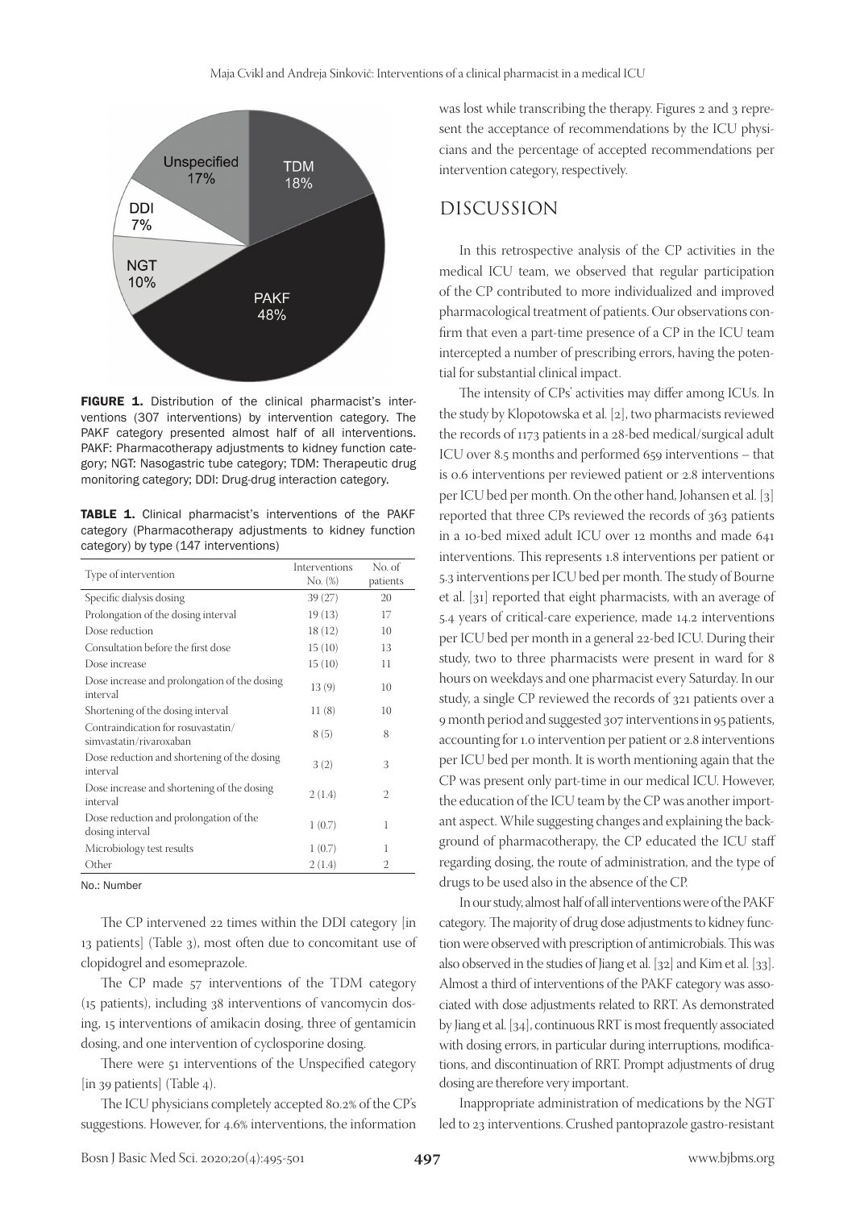FIGURE 1. Distribution of the clinical pharmacist's interventions (307 interventions) by intervention category. The PAKF category presented almost half of all interventions. PAKF: Pharmacotherapy adjustments to kidney function category; NGT: Nasogastric tube category; TDM: Therapeutic drug monitoring category; DDI: Drug-drug interaction category.

TABLE 1. Clinical pharmacist's interventions of the PAKF category (Pharmacotherapy adjustments to kidney function category) by type (147 interventions)

| Type of intervention | Interventions No. (%) | No. of patients |
|---|---|---|
| Specific dialysis dosing | 39 (27) | 20 |
| Prolongation of the dosing interval | 19 (13) | 17 |
| Dose reduction | 18 (12) | 10 |
| Consultation before the first dose | 15 (10) | 13 |
| Dose increase | 15 (10) | 11 |
| Dose increase and prolongation of the dosing interval | 13 (9) | 10 |
| Shortening of the dosing interval | 11 (8) | 10 |
| Contraindication for rosuvastatin/simvastatin/rivaroxaban | 8 (5) | 8 |
| Dose reduction and shortening of the dosing interval | 3 (2) | 3 |
| Dose increase and shortening of the dosing interval | 2 (1.4) | 2 |
| Dose reduction and prolongation of the dosing interval | 1 (0.7) | 1 |
| Microbiology test results | 1 (0.7) | 1 |
| Other | 2 (1.4) | 2 |

No.: Number

The CP intervened 22 times within the DDI category [in 13 patients] (Table 3), most often due to concomitant use of clopidogrel and esomeprazole.

The CP made 57 interventions of the TDM category (15 patients), including 38 interventions of vancomycin dosing, 15 interventions of amikacin dosing, three of gentamicin dosing, and one intervention of cyclosporine dosing.

There were 51 interventions of the Unspecified category [in 39 patients] (Table 4).

The ICU physicians completely accepted 80.2% of the CP's suggestions. However, for 4.6% interventions, the information was lost while transcribing the therapy. Figures 2 and 3 represent the acceptance of recommendations by the ICU physicians and the percentage of accepted recommendations per intervention category, respectively.

## DISCUSSION

In this retrospective analysis of the CP activities in the medical ICU team, we observed that regular participation of the CP contributed to more individualized and improved pharmacological treatment of patients. Our observations confirm that even a part-time presence of a CP in the ICU team intercepted a number of prescribing errors, having the potential for substantial clinical impact.

The intensity of CPs' activities may differ among ICUs. In the study by Klopotowska et al. [2], two pharmacists reviewed the records of 1173 patients in a 28-bed medical/surgical adult ICU over 8.5 months and performed 659 interventions – that is 0.6 interventions per reviewed patient or 2.8 interventions per ICU bed per month. On the other hand, Johansen et al. [3] reported that three CPs reviewed the records of 363 patients in a 10-bed mixed adult ICU over 12 months and made 641 interventions. This represents 1.8 interventions per patient or 5.3 interventions per ICU bed per month. The study of Bourne et al. [31] reported that eight pharmacists, with an average of 5.4 years of critical-care experience, made 14.2 interventions per ICU bed per month in a general 22-bed ICU. During their study, two to three pharmacists were present in ward for 8 hours on weekdays and one pharmacist every Saturday. In our study, a single CP reviewed the records of 321 patients over a 9 month period and suggested 307 interventions in 95 patients, accounting for 1.0 intervention per patient or 2.8 interventions per ICU bed per month. It is worth mentioning again that the CP was present only part-time in our medical ICU. However, the education of the ICU team by the CP was another important aspect. While suggesting changes and explaining the background of pharmacotherapy, the CP educated the ICU staff regarding dosing, the route of administration, and the type of drugs to be used also in the absence of the CP.

In our study, almost half of all interventions were of the PAKF category. The majority of drug dose adjustments to kidney function were observed with prescription of antimicrobials. This was also observed in the studies of Jiang et al. [32] and Kim et al. [33]. Almost a third of interventions of the PAKF category was associated with dose adjustments related to RRT. As demonstrated by Jiang et al. [34], continuous RRT is most frequently associated with dosing errors, in particular during interruptions, modifications, and discontinuation of RRT. Prompt adjustments of drug dosing are therefore very important.

Inappropriate administration of medications by the NGT led to 23 interventions. Crushed pantoprazole gastro-resistant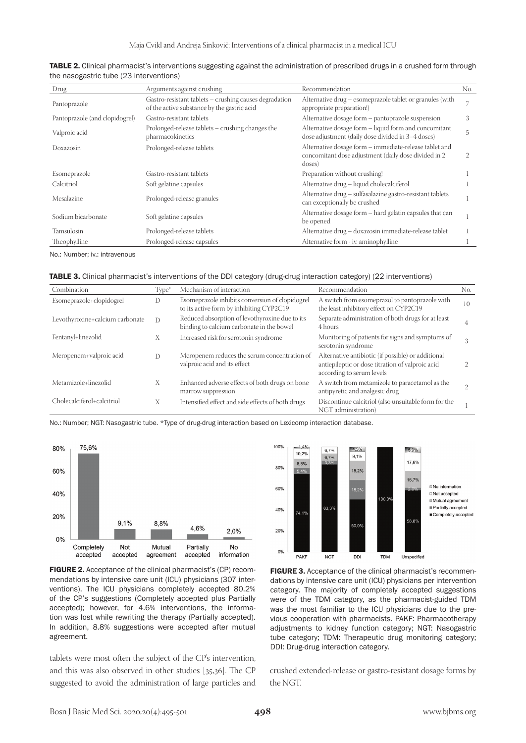**TABLE 2.** Clinical pharmacist's interventions suggesting against the administration of prescribed drugs in a crushed form through the nasogastric tube (23 interventions)

| Drug | Arguments against crushing | Recommendation | No. |
|---|---|---|---|
| Pantoprazole | Gastro-resistant tablets – crushing causes degradation of the active substance by the gastric acid | Alternative drug – esomeprazole tablet or granules (with appropriate preparation!) | 7 |
| Pantoprazole (and clopidogrel) | Gastro-resistant tablets | Alternative dosage form – pantoprazole suspension | 3 |
| Valproic acid | Prolonged-release tablets – crushing changes the pharmacokinetics | Alternative dosage form – liquid form and concomitant dose adjustment (daily dose divided in 3–4 doses) | 5 |
| Doxazosin | Prolonged-release tablets | Alternative dosage form – immediate-release tablet and concomitant dose adjustment (daily dose divided in 2 doses) | 2 |
| Esomeprazole | Gastro-resistant tablets | Preparation without crushing! | 1 |
| Calcitriol | Soft gelatine capsules | Alternative drug – liquid cholecalciferol | 1 |
| Mesalazine | Prolonged-release granules | Alternative drug – sulfasalazine gastro-resistant tablets can exceptionally be crushed | 1 |
| Sodium bicarbonate | Soft gelatine capsules | Alternative dosage form – hard gelatin capsules that can be opened | 1 |
| Tamsulosin | Prolonged-release tablets | Alternative drug – doxazosin immediate-release tablet | 1 |
| Theophylline | Prolonged-release capsules | Alternative form - iv. aminophylline | 1 |

No.: Number; iv.: intravenous

**TABLE 3.** Clinical pharmacist's interventions of the DDI category (drug-drug interaction category) (22 interventions)

| Combination | Type* | Mechanism of interaction | Recommendation | No. |
|---|---|---|---|---|
| Esomeprazole+clopidogrel | D | Esomeprazole inhibits conversion of clopidogrel to its active form by inhibiting CYP2C19 | A switch from esomeprazol to pantoprazole with the least inhibitory effect on CYP2C19 | 10 |
| Levothyroxine+calcium carbonate | D | Reduced absorption of levothyroxine due to its binding to calcium carbonate in the bowel | Separate administration of both drugs for at least 4 hours | 4 |
| Fentanyl+linezolid | X | Increased risk for serotonin syndrome | Monitoring of patients for signs and symptoms of serotonin syndrome | 3 |
| Meropenem+valproic acid | D | Meropenem reduces the serum concentration of valproic acid and its effect | Alternative antibiotic (if possible) or additional antiepileptic or dose titration of valproic acid according to serum levels | 2 |
| Metamizole+linezolid | X | Enhanced adverse effects of both drugs on bone marrow suppression | A switch from metamizole to paracetamol as the antipyretic and analgesic drug | 2 |
| Cholecalciferol+calcitriol | X | Intensified effect and side effects of both drugs | Discontinue calcitriol (also unsuitable form for the NGT administration) | 1 |

No.: Number; NGT: Nasogastric tube. *Type of drug-drug interaction based on Lexicomp interaction database.

**FIGURE 2.** Acceptance of the clinical pharmacist's (CP) recommendations by intensive care unit (ICU) physicians (307 interventions). The ICU physicians completely accepted 80.2% of the CP's suggestions (Completely accepted plus Partially accepted); however, for 4.6% interventions, the information was lost while rewriting the therapy (Partially accepted). In addition, 8.8% suggestions were accepted after mutual agreement.

**FIGURE 3.** Acceptance of the clinical pharmacist's recommendations by intensive care unit (ICU) physicians per intervention category. The majority of completely accepted suggestions were of the TDM category, as the pharmacist-guided TDM was the most familiar to the ICU physicians due to the previous cooperation with pharmacists. PAKF: Pharmacotherapy adjustments to kidney function category; NGT: Nasogastric tube category; TDM: Therapeutic drug monitoring category; DDI: Drug-drug interaction category.

tablets were most often the subject of the CP's intervention, and this was also observed in other studies [35,36]. The CP suggested to avoid the administration of large particles and crushed extended-release or gastro-resistant dosage forms by the NGT.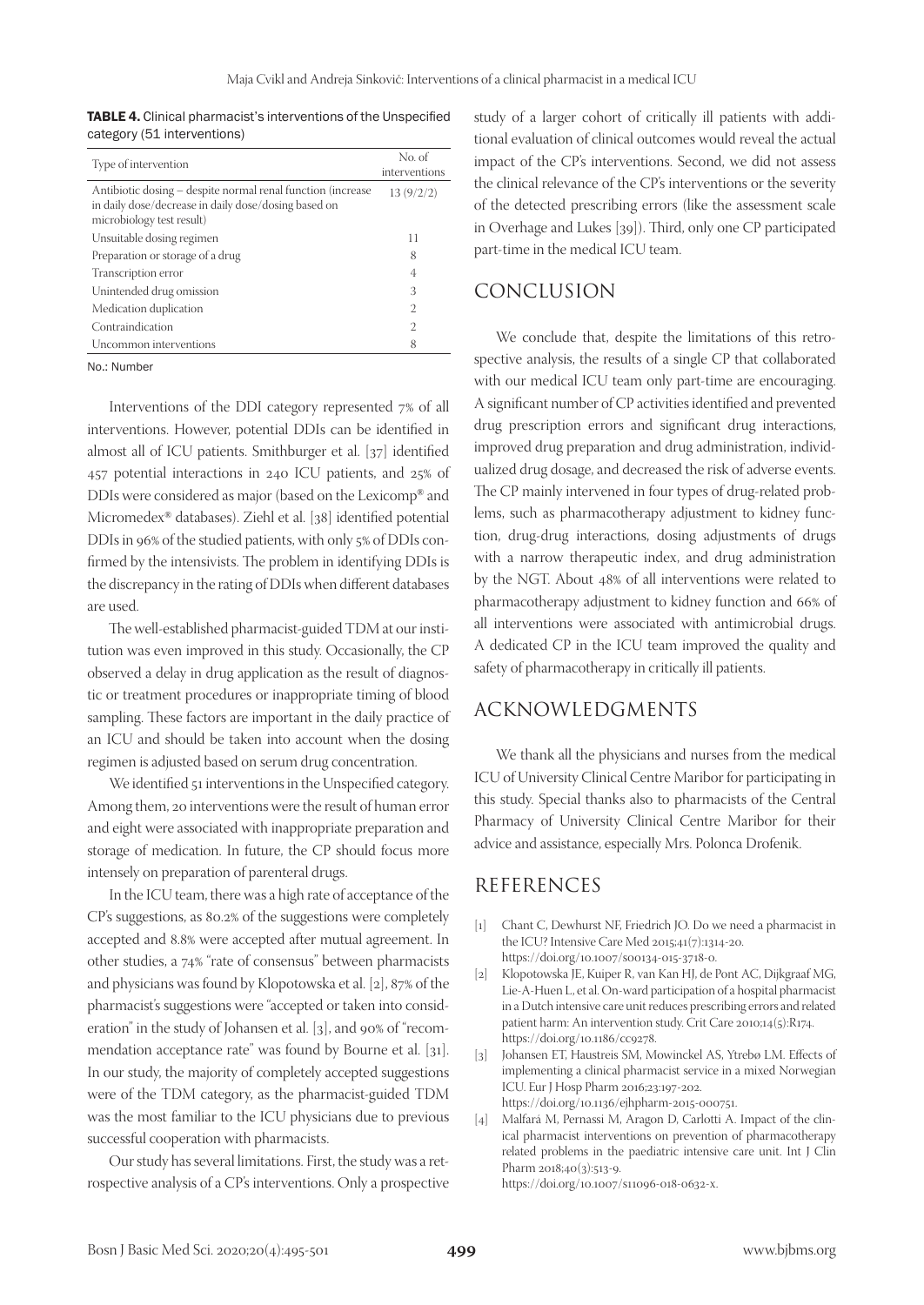**TABLE 4.** Clinical pharmacist's interventions of the Unspecified category (51 interventions)

| Type of intervention | No. of interventions |
|---|---|
| Antibiotic dosing – despite normal renal function (increase in daily dose/decrease in daily dose/dosing based on microbiology test result) | 13 (9/2/2) |
| Unsuitable dosing regimen | 11 |
| Preparation or storage of a drug | 8 |
| Transcription error | 4 |
| Unintended drug omission | 3 |
| Medication duplication | 2 |
| Contraindication | 2 |
| Uncommon interventions | 8 |

No.: Number

Interventions of the DDI category represented 7% of all interventions. However, potential DDIs can be identified in almost all of ICU patients. Smithburger et al. [37] identified 457 potential interactions in 240 ICU patients, and 25% of DDIs were considered as major (based on the Lexicomp® and Micromedex® databases). Ziehl et al. [38] identified potential DDIs in 96% of the studied patients, with only 5% of DDIs confirmed by the intensivists. The problem in identifying DDIs is the discrepancy in the rating of DDIs when different databases are used.

The well-established pharmacist-guided TDM at our institution was even improved in this study. Occasionally, the CP observed a delay in drug application as the result of diagnostic or treatment procedures or inappropriate timing of blood sampling. These factors are important in the daily practice of an ICU and should be taken into account when the dosing regimen is adjusted based on serum drug concentration.

We identified 51 interventions in the Unspecified category. Among them, 20 interventions were the result of human error and eight were associated with inappropriate preparation and storage of medication. In future, the CP should focus more intensely on preparation of parenteral drugs.

In the ICU team, there was a high rate of acceptance of the CP's suggestions, as 80.2% of the suggestions were completely accepted and 8.8% were accepted after mutual agreement. In other studies, a 74% "rate of consensus" between pharmacists and physicians was found by Klopotowska et al. [2], 87% of the pharmacist's suggestions were "accepted or taken into consideration" in the study of Johansen et al. [3], and 90% of "recommendation acceptance rate" was found by Bourne et al. [31]. In our study, the majority of completely accepted suggestions were of the TDM category, as the pharmacist-guided TDM was the most familiar to the ICU physicians due to previous successful cooperation with pharmacists.

Our study has several limitations. First, the study was a retrospective analysis of a CP's interventions. Only a prospective study of a larger cohort of critically ill patients with additional evaluation of clinical outcomes would reveal the actual impact of the CP's interventions. Second, we did not assess the clinical relevance of the CP's interventions or the severity of the detected prescribing errors (like the assessment scale in Overhage and Lukes [39]). Third, only one CP participated part-time in the medical ICU team.

## CONCLUSION

We conclude that, despite the limitations of this retrospective analysis, the results of a single CP that collaborated with our medical ICU team only part-time are encouraging. A significant number of CP activities identified and prevented drug prescription errors and significant drug interactions, improved drug preparation and drug administration, individualized drug dosage, and decreased the risk of adverse events. The CP mainly intervened in four types of drug-related problems, such as pharmacotherapy adjustment to kidney function, drug-drug interactions, dosing adjustments of drugs with a narrow therapeutic index, and drug administration by the NGT. About 48% of all interventions were related to pharmacotherapy adjustment to kidney function and 66% of all interventions were associated with antimicrobial drugs. A dedicated CP in the ICU team improved the quality and safety of pharmacotherapy in critically ill patients.

## ACKNOWLEDGMENTS

We thank all the physicians and nurses from the medical ICU of University Clinical Centre Maribor for participating in this study. Special thanks also to pharmacists of the Central Pharmacy of University Clinical Centre Maribor for their advice and assistance, especially Mrs. Polonca Drofenik.

## REFERENCES

[1] Chant C, Dewhurst NF, Friedrich JO. Do we need a pharmacist in the ICU? Intensive Care Med 2015;41(7):1314-20. https://doi.org/10.1007/s00134-015-3718-0.

[2] Klopotowska JE, Kuiper R, van Kan HJ, de Pont AC, Dijkgraaf MG, Lie-A-Huen L, et al. On-ward participation of a hospital pharmacist in a Dutch intensive care unit reduces prescribing errors and related patient harm: An intervention study. Crit Care 2010;14(5):R174. https://doi.org/10.1186/cc9278.

[3] Johansen ET, Haustreis SM, Mowinckel AS, Ytrebø LM. Effects of implementing a clinical pharmacist service in a mixed Norwegian ICU. Eur J Hosp Pharm 2016;23:197-202. https://doi.org/10.1136/ejhpharm-2015-000751.

[4] Malfará M, Pernassi M, Aragon D, Carlotti A. Impact of the clinical pharmacist interventions on prevention of pharmacotherapy related problems in the paediatric intensive care unit. Int J Clin Pharm 2018;40(3):513-9. https://doi.org/10.1007/s11096-018-0632-x.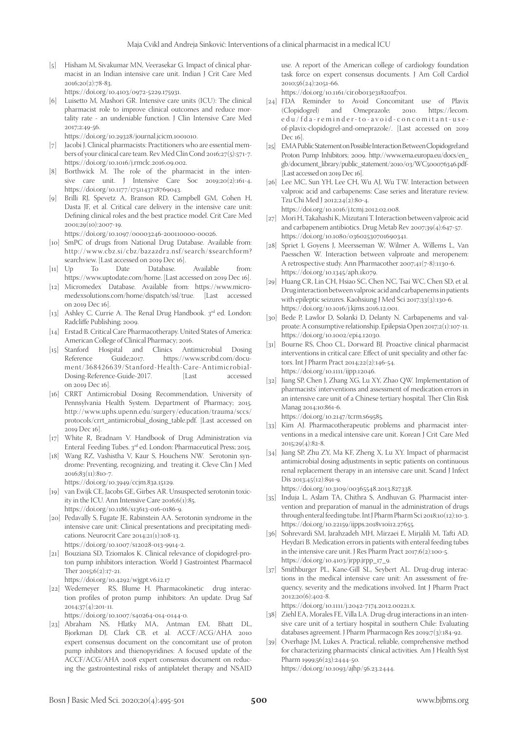[5] Hisham M, Sivakumar MN, Veerasekar G. Impact of clinical pharmacist in an Indian intensive care unit. Indian J Crit Care Med 2016;20(2):78-83.
https://doi.org/10.4103/0972-5229.175931.

[6] Luisetto M, Mashori GR. Intensive care units (ICU): The clinical pharmacist role to improve clinical outcomes and reduce mortality rate - an undeniable function. J Clin Intensive Care Med 2017;2:49-56.
https://doi.org/10.29328/journal.jcicm.1001010.

[7] Jacobi J. Clinical pharmacists: Practitioners who are essential members of your clinical care team. Rev Méd Clín Cond 2016;27(5):571-7.
https://doi.org/10.1016/j.rmclc.2016.09.002.

[8] Borthwick M. The role of the pharmacist in the intensive care unit. J Intensive Care Soc 2019;20(2):161-4.
https://doi.org/10.1177/1751143718769043.

[9] Brilli RJ, Spevetz A, Branson RD, Campbell GM, Cohen H, Dasta JF, et al. Critical care delivery in the intensive care unit: Defining clinical roles and the best practice model. Crit Care Med 2001;29(10):2007-19.
https://doi.org/10.1097/00003246-200110000-00026.

[10] SmPC of drugs from National Drug Database. Available from: http://www.cbz.si/cbz/bazazdr2.nsf/search/$searchform?searchview. [Last accessed on 2019 Dec 16].

[11] Up To Date Database. Available from: https://www.uptodate.com/home. [Last accessed on 2019 Dec 16].

[12] Micromedex Database. Available from: https://www.micromedexsolutions.com/home/dispatch/ssl/true. [Last accessed on 2019 Dec 16].

[13] Ashley C, Currie A. The Renal Drug Handbook. 3rd ed. London: Radcliffe Publishing; 2009.

[14] Erstad B. Critical Care Pharmacotherapy. United States of America: American College of Clinical Pharmacy; 2016.

[15] Stanford Hospital and Clinics Antimicrobial Dosing Reference Guide;2017. https://www.scribd.com/document/368426639/Stanford-Health-Care-Antimicrobial-Dosing-Reference-Guide-2017. [Last accessed on 2019 Dec 16].

[16] CRRT Antimicrobial Dosing Recommendation, University of Pennsylvania Health System. Department of Pharmacy; 2015. http://www.uphs.upenn.edu/surgery/education/trauma/sccs/protocols/crrt_antimicrobial_dosing_table.pdf. [Last accessed on 2019 Dec 16].

[17] White R, Bradnam V. Handbook of Drug Administration via Enteral Feeding Tubes. 3rd ed. London: Pharmaceutical Press; 2015.

[18] Wang RZ, Vashistha V, Kaur S, Houchens NW. Serotonin syndrome: Preventing, recognizing, and treating it. Cleve Clin J Med 2016;83(11):810-7.
https://doi.org/10.3949/ccjm.83a.15129.

[19] van Ewijk CE, Jacobs GE, Girbes AR. Unsuspected serotonin toxicity in the ICU. Ann Intensive Care 2016;6(1):85.
https://doi.org/10.1186/s13613-016-0186-9.

[20] Pedavally S, Fugate JE, Rabinstein AA. Serotonin syndrome in the intensive care unit: Clinical presentations and precipitating medications. Neurocrit Care 2014;21(1):108-13.
https://doi.org/10.1007/s12028-013-9914-2.

[21] Bouziana SD, Tziomalos K. Clinical relevance of clopidogrel-proton pump inhibitors interaction. World J Gastrointest Pharmacol Ther 2015;6(2):17-21.
https://doi.org/10.4292/wjgpt.v6.i2.17

[22] Wedemeyer RS, Blume H. Pharmacokinetic drug interaction profiles of proton pump inhibitors: An update. Drug Saf 2014;37(4):201-11.
https://doi.org/10.1007/s40264-014-0144-0.

[23] Abraham NS, Hlatky MA, Antman EM, Bhatt DL, Bjorkman DJ, Clark CB, et al. ACCF/ACG/AHA 2010 expert consensus document on the concomitant use of proton pump inhibitors and thienopyridines: A focused update of the ACCF/ACG/AHA 2008 expert consensus document on reducing the gastrointestinal risks of antiplatelet therapy and NSAID use. A report of the American college of cardiology foundation task force on expert consensus documents. J Am Coll Cardiol 2010;56(24):2051-66.
https://doi.org/10.1161/cir.0b013e318202f701.

[24] FDA Reminder to Avoid Concomitant use of Plavix (Clopidogrel) and Omeprazole; 2010. https://lecom.edu/fda-reminder-to-avoid-concomitant-use-of-plavix-clopidogrel-and-omeprazole/. [Last accessed on 2019 Dec 16].

[25] EMA Public Statement on Possible Interaction Between Clopidogrel and Proton Pump Inhibitors; 2009. http://www.ema.europa.eu/docs/en_gb/document_library/public_statement/2010/03/WC500076346.pdf. [Last accessed on 2019 Dec 16].

[26] Lee MC, Sun YH, Lee CH, Wu AJ, Wu TW. Interaction between valproic acid and carbapenems: Case series and literature review. Tzu Chi Med J 2012;24(2):80-4.
https://doi.org/10.1016/j.tcmj.2012.02.008.

[27] Mori H, Takahashi K, Mizutani T. Interaction between valproic acid and carbapenem antibiotics. Drug Metab Rev 2007;39(4):647-57.
https://doi.org/10.1080/03602530701690341.

[28] Spriet I, Goyens J, Meersseman W, Wilmer A, Willems L, Van Paesschen W. Interaction between valproate and meropenem: A retrospective study. Ann Pharmacother 2007;41(7-8):1130-6.
https://doi.org/10.1345/aph.1k079.

[29] Huang CR, Lin CH, Hsiao SC, Chen NC, Tsai WC, Chen SD, et al. Drug interaction between valproic acid and carbapenems in patients with epileptic seizures. Kaohsiung J Med Sci 2017;33(3):130-6.
https://doi.org/10.1016/j.kjms.2016.12.001.

[30] Bede P, Lawlor D, Solanki D, Delanty N. Carbapenems and valproate: A consumptive relationship. Epilepsia Open 2017;2(1):107-11.
https://doi.org/10.1002/epi4.12030.

[31] Bourne RS, Choo CL, Dorward BJ. Proactive clinical pharmacist interventions in critical care: Effect of unit speciality and other factors. Int J Pharm Pract 2014;22(2):146-54.
https://doi.org/10.1111/ijpp.12046.

[32] Jiang SP, Chen J, Zhang XG, Lu XY, Zhao QW. Implementation of pharmacists' interventions and assessment of medication errors in an intensive care unit of a Chinese tertiary hospital. Ther Clin Risk Manag 2014;10:861-6.
https://doi.org/10.2147/tcrm.s69585.

[33] Kim AJ. Pharmacotherapeutic problems and pharmacist interventions in a medical intensive care unit. Korean J Crit Care Med 2015;29(4):82-8.

[34] Jiang SP, Zhu ZY, Ma KF, Zheng X, Lu XY. Impact of pharmacist antimicrobial dosing adjustments in septic patients on continuous renal replacement therapy in an intensive care unit. Scand J Infect Dis 2013;45(12):891-9.
https://doi.org/10.3109/00365548.2013.827338.

[35] Induja L, Aslam TA, Chithra S, Andhuvan G. Pharmacist intervention and preparation of manual in the administration of drugs through enteral feeding tube. Int J Pharm Pharm Sci 2018;10(12):10-3.
https://doi.org/10.22159/ijpps.2018v10i12.27655.

[36] Sohrevardi SM, Jarahzadeh MH, Mirzaei E, Mirjalili M, Tafti AD, Heydari B. Medication errors in patients with enteral feeding tubes in the intensive care unit. J Res Pharm Pract 2017;6(2):100-5.
https://doi.org/10.4103/jrpp.jrpp_17_9.

[37] Smithburger PL, Kane-Gill SL, Seybert AL. Drug-drug interactions in the medical intensive care unit: An assessment of frequency, severity and the medications involved. Int J Pharm Pract 2012;20(6):402-8.
https://doi.org/10.1111/j.2042-7174.2012.00221.x.

[38] Ziehl EA, Morales FE, Villa LA. Drug-drug interactions in an intensive care unit of a tertiary hospital in southern Chile: Evaluating databases agreement. J Pharm Pharmacogn Res 2019;7(3):184-92.

[39] Overhage JM, Lukes A. Practical, reliable, comprehensive method for characterizing pharmacists' clinical activities. Am J Health Syst Pharm 1999;56(23):2444-50.
https://doi.org/10.1093/ajhp/56.23.2444.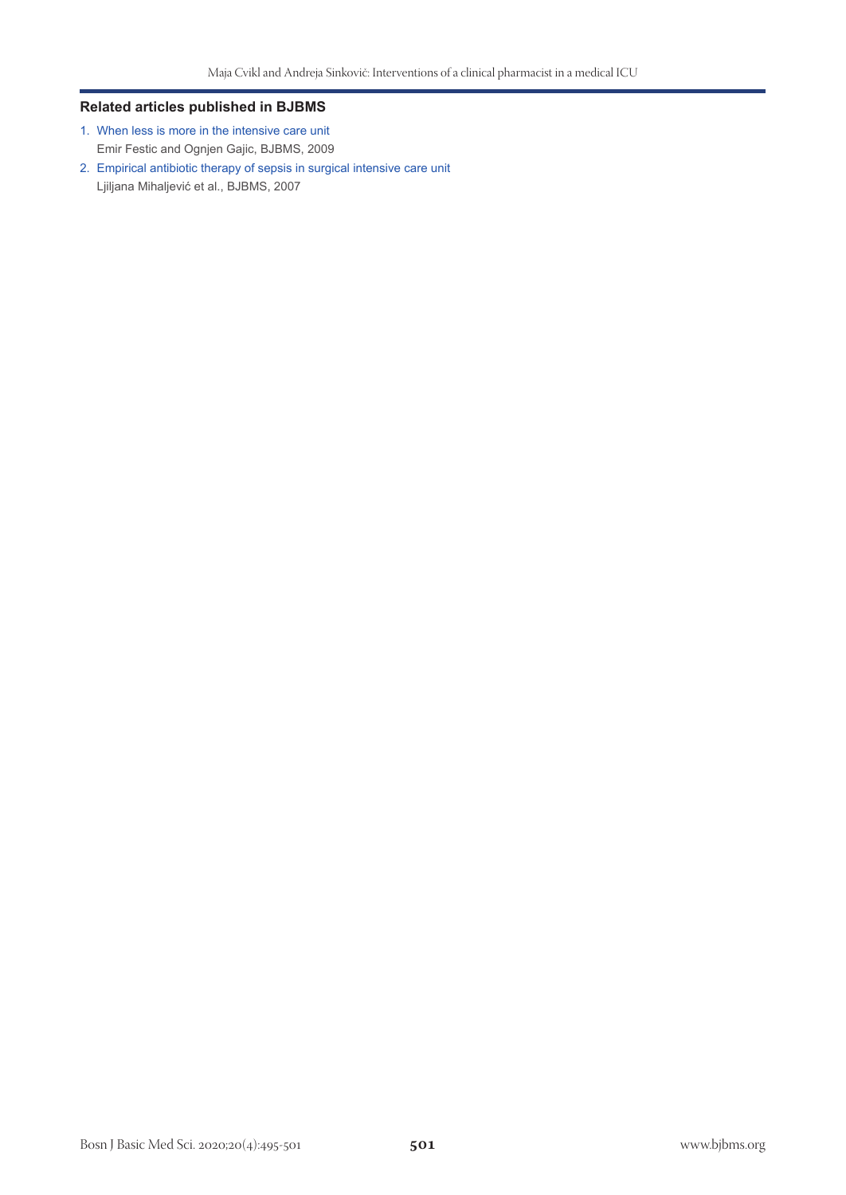### Related articles published in BJBMS

1. When less is more in the intensive care unit
   Emir Festic and Ognjen Gajic, BJBMS, 2009
2. Empirical antibiotic therapy of sepsis in surgical intensive care unit
   Ljiljana Mihaljević et al., BJBMS, 2007